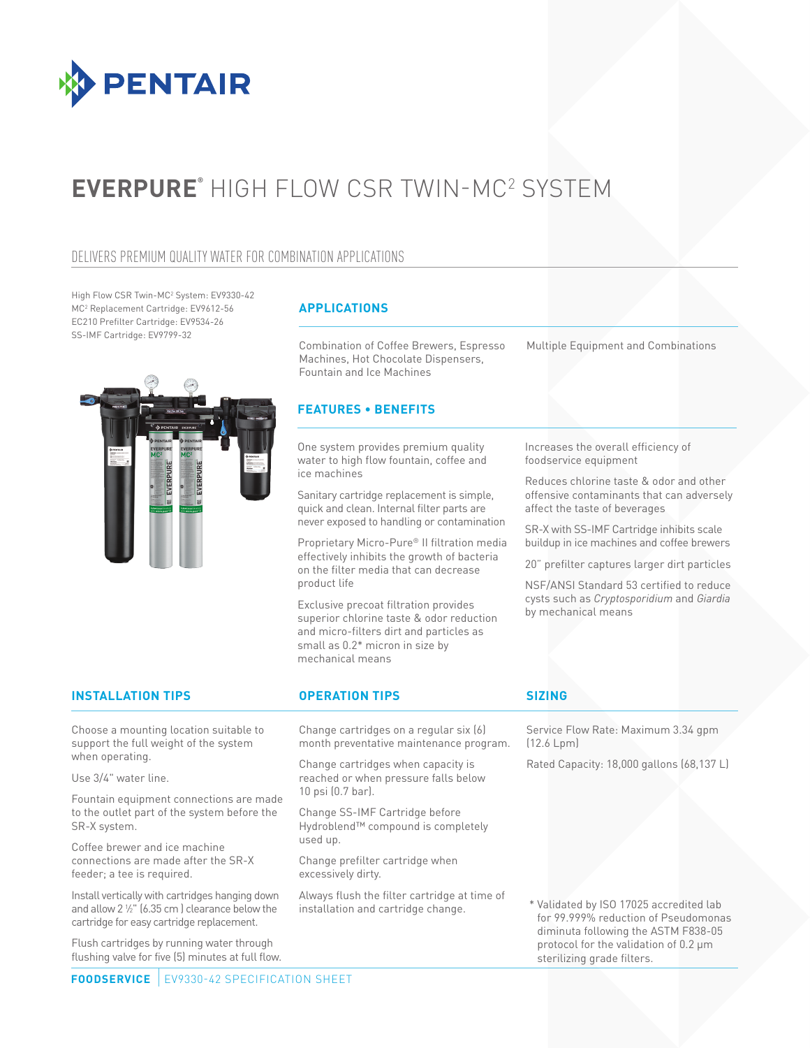# EVERPURE® HIGH FLOW CSR TWIN-MC² SYSTEM

## DELIVERS PREMIUM QUALITY WATER FOR COMBINATION APPLICATIONS

High Flow CSR Twin-MC² System: EV9330-42
MC² Replacement Cartridge: EV9612-56
EC210 Prefilter Cartridge: EV9534-26
SS-IMF Cartridge: EV9799-32

### APPLICATIONS

Combination of Coffee Brewers, Espresso Machines, Hot Chocolate Dispensers, Fountain and Ice Machines

Multiple Equipment and Combinations

### FEATURES • BENEFITS

One system provides premium quality water to high flow fountain, coffee and ice machines

Sanitary cartridge replacement is simple, quick and clean. Internal filter parts are never exposed to handling or contamination

Proprietary Micro-Pure® II filtration media effectively inhibits the growth of bacteria on the filter media that can decrease product life

Exclusive precoat filtration provides superior chlorine taste & odor reduction and micro-filters dirt and particles as small as 0.2* micron in size by mechanical means

Increases the overall efficiency of foodservice equipment

Reduces chlorine taste & odor and other offensive contaminants that can adversely affect the taste of beverages

SR-X with SS-IMF Cartridge inhibits scale buildup in ice machines and coffee brewers

20" prefilter captures larger dirt particles

NSF/ANSI Standard 53 certified to reduce cysts such as *Cryptosporidium* and *Giardia* by mechanical means

### INSTALLATION TIPS

Choose a mounting location suitable to support the full weight of the system when operating.

Use 3/4" water line.

Fountain equipment connections are made to the outlet part of the system before the SR-X system.

Coffee brewer and ice machine connections are made after the SR-X feeder; a tee is required.

Install vertically with cartridges hanging down and allow 2 ½" (6.35 cm ) clearance below the cartridge for easy cartridge replacement.

Flush cartridges by running water through flushing valve for five (5) minutes at full flow.

### OPERATION TIPS

Change cartridges on a regular six (6) month preventative maintenance program.

Change cartridges when capacity is reached or when pressure falls below 10 psi (0.7 bar).

Change SS-IMF Cartridge before Hydroblend™ compound is completely used up.

Change prefilter cartridge when excessively dirty.

Always flush the filter cartridge at time of installation and cartridge change.

### SIZING

Service Flow Rate: Maximum 3.34 gpm (12.6 Lpm)

Rated Capacity: 18,000 gallons (68,137 L)

\* Validated by ISO 17025 accredited lab for 99.999% reduction of Pseudomonas diminuta following the ASTM F838-05 protocol for the validation of 0.2 µm sterilizing grade filters.

**FOODSERVICE** | EV9330-42 SPECIFICATION SHEET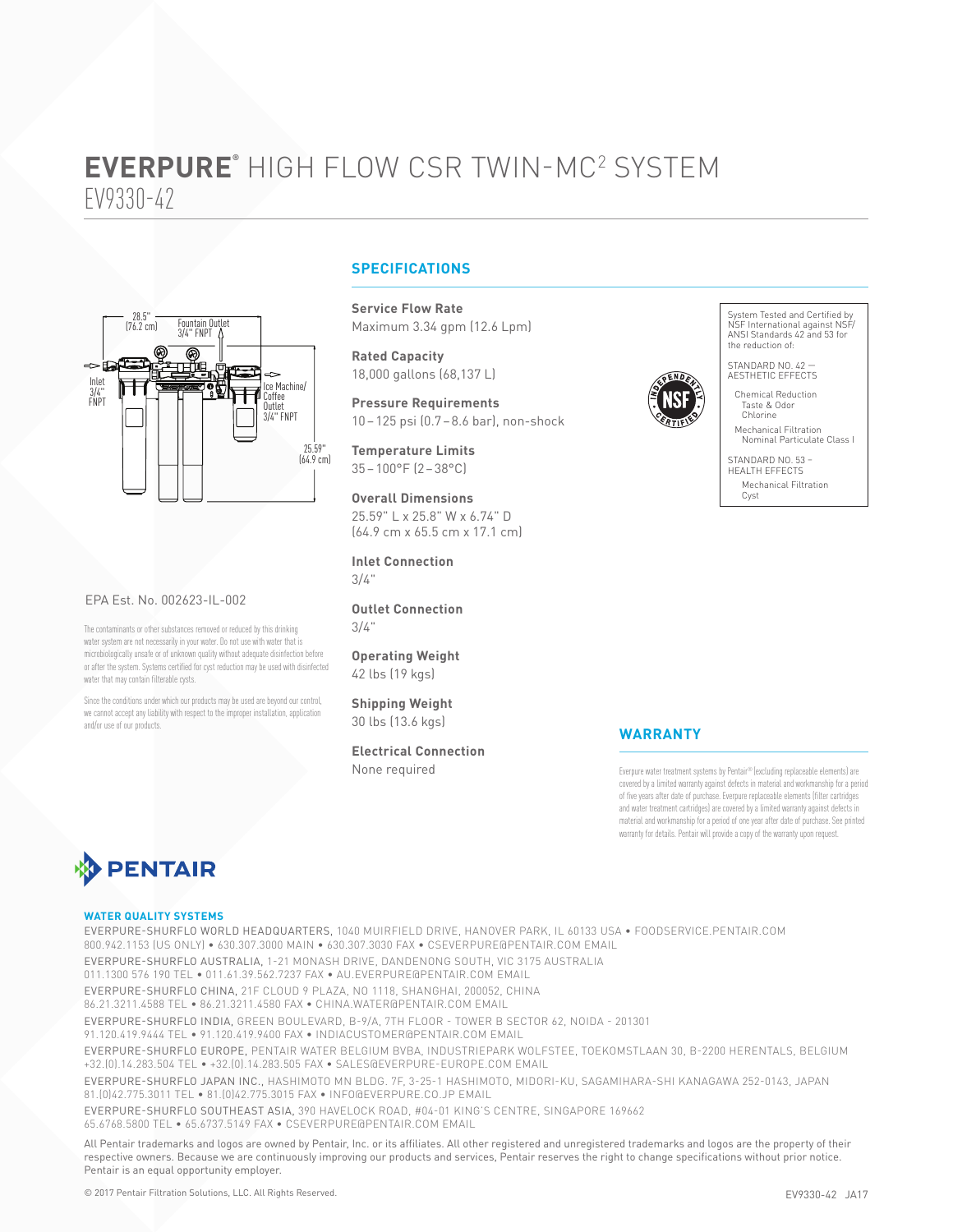# EVERPURE® HIGH FLOW CSR TWIN-MC² SYSTEM

EV9330-42

28.5" (76.2 cm)
Fountain Outlet 3/4" FNPT
Inlet 3/4" FNPT
Ice Machine/ Coffee Outlet 3/4" FNPT
25.59" (64.9 cm)

## SPECIFICATIONS

**Service Flow Rate**
Maximum 3.34 gpm (12.6 Lpm)

**Rated Capacity**
18,000 gallons (68,137 L)

**Pressure Requirements**
10 – 125 psi (0.7 – 8.6 bar), non-shock

**Temperature Limits**
35 – 100°F (2 – 38°C)

**Overall Dimensions**
25.59" L x 25.8" W x 6.74" D
(64.9 cm x 65.5 cm x 17.1 cm)

**Inlet Connection**
3/4"

**Outlet Connection**
3/4"

**Operating Weight**
42 lbs (19 kgs)

**Shipping Weight**
30 lbs (13.6 kgs)

**Electrical Connection**
None required

INDEPENDENTLY CERTIFIED NSF

System Tested and Certified by NSF International against NSF/ANSI Standards 42 and 53 for the reduction of:

STANDARD NO. 42 — AESTHETIC EFFECTS
- Chemical Reduction
  - Taste & Odor
  - Chlorine
- Mechanical Filtration
  - Nominal Particulate Class I

STANDARD NO. 53 – HEALTH EFFECTS
- Mechanical Filtration
  - Cyst

EPA Est. No. 002623-IL-002

The contaminants or other substances removed or reduced by this drinking water system are not necessarily in your water. Do not use with water that is microbiologically unsafe or of unknown quality without adequate disinfection before or after the system. Systems certified for cyst reduction may be used with disinfected water that may contain filterable cysts.

Since the conditions under which our products may be used are beyond our control, we cannot accept any liability with respect to the improper installation, application and/or use of our products.

## WARRANTY

Everpure water treatment systems by Pentair® (excluding replaceable elements) are covered by a limited warranty against defects in material and workmanship for a period of five years after date of purchase. Everpure replaceable elements (filter cartridges and water treatment cartridges) are covered by a limited warranty against defects in material and workmanship for a period of one year after date of purchase. See printed warranty for details. Pentair will provide a copy of the warranty upon request.

PENTAIR

**WATER QUALITY SYSTEMS**

EVERPURE-SHURFLO WORLD HEADQUARTERS, 1040 MUIRFIELD DRIVE, HANOVER PARK, IL 60133 USA • FOODSERVICE.PENTAIR.COM
800.942.1153 (US ONLY) • 630.307.3000 MAIN • 630.307.3030 FAX • CSEVERPURE@PENTAIR.COM EMAIL

EVERPURE-SHURFLO AUSTRALIA, 1-21 MONASH DRIVE, DANDENONG SOUTH, VIC 3175 AUSTRALIA
011.1300 576 190 TEL • 011.61.39.562.7237 FAX • AU.EVERPURE@PENTAIR.COM EMAIL

EVERPURE-SHURFLO CHINA, 21F CLOUD 9 PLAZA, NO 1118, SHANGHAI, 200052, CHINA
86.21.3211.4588 TEL • 86.21.3211.4580 FAX • CHINA.WATER@PENTAIR.COM EMAIL

EVERPURE-SHURFLO INDIA, GREEN BOULEVARD, B-9/A, 7TH FLOOR - TOWER B SECTOR 62, NOIDA - 201301
91.120.419.9444 TEL • 91.120.419.9400 FAX • INDIACUSTOMER@PENTAIR.COM EMAIL

EVERPURE-SHURFLO EUROPE, PENTAIR WATER BELGIUM BVBA, INDUSTRIEPARK WOLFSTEE, TOEKOMSTLAAN 30, B-2200 HERENTALS, BELGIUM
+32.(0).14.283.504 TEL • +32.(0).14.283.505 FAX • SALES@EVERPURE-EUROPE.COM EMAIL

EVERPURE-SHURFLO JAPAN INC., HASHIMOTO MN BLDG. 7F, 3-25-1 HASHIMOTO, MIDORI-KU, SAGAMIHARA-SHI KANAGAWA 252-0143, JAPAN
81.(0)42.775.3011 TEL • 81.(0)42.775.3015 FAX • INFO@EVERPURE.CO.JP EMAIL

EVERPURE-SHURFLO SOUTHEAST ASIA, 390 HAVELOCK ROAD, #04-01 KING'S CENTRE, SINGAPORE 169662
65.6768.5800 TEL • 65.6737.5149 FAX • CSEVERPURE@PENTAIR.COM EMAIL

All Pentair trademarks and logos are owned by Pentair, Inc. or its affiliates. All other registered and unregistered trademarks and logos are the property of their respective owners. Because we are continuously improving our products and services, Pentair reserves the right to change specifications without prior notice. Pentair is an equal opportunity employer.

© 2017 Pentair Filtration Solutions, LLC. All Rights Reserved.

EV9330-42 JA17